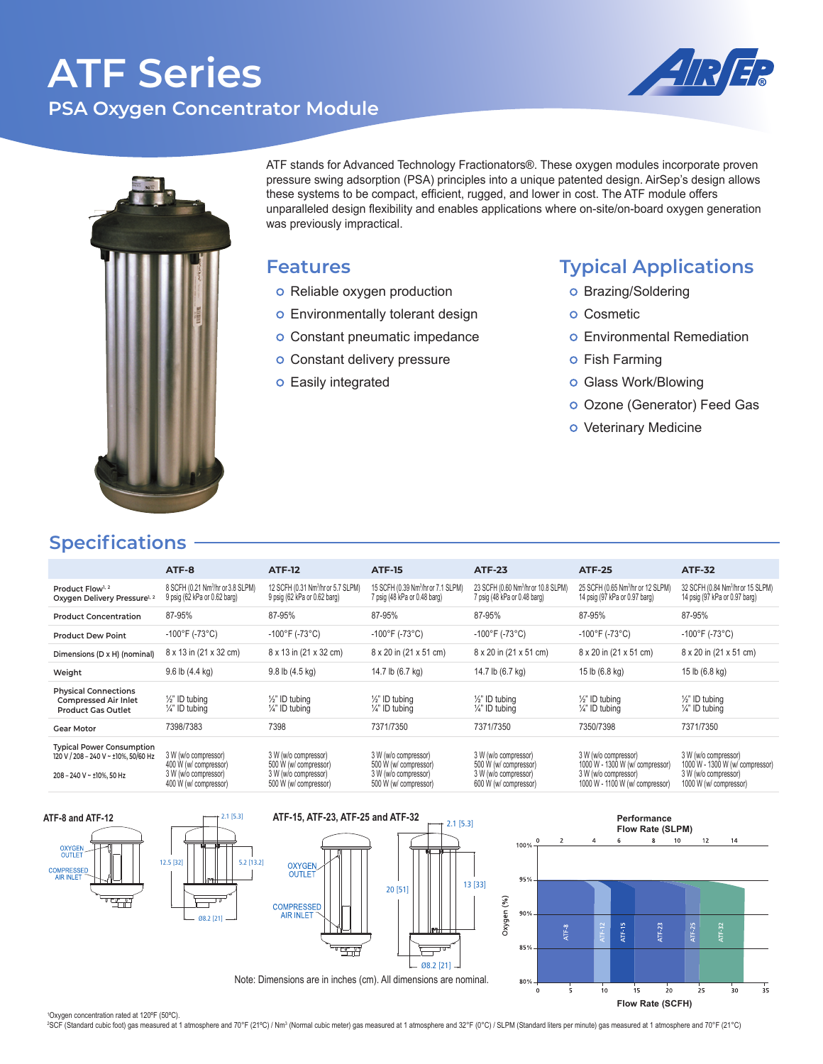# ATF Series

## PSA Oxygen Concentrator Module

ATF stands for Advanced Technology Fractionators®. These oxygen modules incorporate proven pressure swing adsorption (PSA) principles into a unique patented design. AirSep's design allows these systems to be compact, efficient, rugged, and lower in cost. The ATF module offers unparalleled design flexibility and enables applications where on-site/on-board oxygen generation was previously impractical.

## Features

- Reliable oxygen production
- Environmentally tolerant design
- Constant pneumatic impedance
- Constant delivery pressure
- Easily integrated

## Typical Applications

- Brazing/Soldering
- Cosmetic
- Environmental Remediation
- Fish Farming
- Glass Work/Blowing
- Ozone (Generator) Feed Gas
- Veterinary Medicine

## Specifications

| | ATF-8 | ATF-12 | ATF-15 | ATF-23 | ATF-25 | ATF-32 |
|---|---|---|---|---|---|---|
| Product Flow[1,2]<br>Oxygen Delivery Pressure[1,2] | 8 SCFH (0.21 Nm³/hr or 3.8 SLPM)<br>9 psig (62 kPa or 0.62 barg) | 12 SCFH (0.31 Nm³/hr or 5.7 SLPM)<br>9 psig (62 kPa or 0.62 barg) | 15 SCFH (0.39 Nm³/hr or 7.1 SLPM)<br>7 psig (48 kPa or 0.48 barg) | 23 SCFH (0.60 Nm³/hr or 10.8 SLPM)<br>7 psig (48 kPa or 0.48 barg) | 25 SCFH (0.65 Nm³/hr or 12 SLPM)<br>14 psig (97 kPa or 0.97 barg) | 32 SCFH (0.84 Nm³/hr or 15 SLPM)<br>14 psig (97 kPa or 0.97 barg) |
| Product Concentration | 87-95% | 87-95% | 87-95% | 87-95% | 87-95% | 87-95% |
| Product Dew Point | -100°F (-73°C) | -100°F (-73°C) | -100°F (-73°C) | -100°F (-73°C) | -100°F (-73°C) | -100°F (-73°C) |
| Dimensions (D x H) (nominal) | 8 x 13 in (21 x 32 cm) | 8 x 13 in (21 x 32 cm) | 8 x 20 in (21 x 51 cm) | 8 x 20 in (21 x 51 cm) | 8 x 20 in (21 x 51 cm) | 8 x 20 in (21 x 51 cm) |
| Weight | 9.6 lb (4.4 kg) | 9.8 lb (4.5 kg) | 14.7 lb (6.7 kg) | 14.7 lb (6.7 kg) | 15 lb (6.8 kg) | 15 lb (6.8 kg) |
| Physical Connections<br>Compressed Air Inlet<br>Product Gas Outlet | <br>½" ID tubing<br>¼" ID tubing | <br>½" ID tubing<br>¼" ID tubing | <br>½" ID tubing<br>¼" ID tubing | <br>½" ID tubing<br>¼" ID tubing | <br>½" ID tubing<br>¼" ID tubing | <br>½" ID tubing<br>¼" ID tubing |
| Gear Motor | 7398/7383 | 7398 | 7371/7350 | 7371/7350 | 7350/7398 | 7371/7350 |
| Typical Power Consumption<br>120 V / 208 – 240 V ~ ±10%, 50/60 Hz<br><br>208 – 240 V ~ ±10%, 50 Hz | 3 W (w/o compressor)<br>400 W (w/ compressor)<br>3 W (w/o compressor)<br>400 W (w/ compressor) | 3 W (w/o compressor)<br>500 W (w/ compressor)<br>3 W (w/o compressor)<br>500 W (w/ compressor) | 3 W (w/o compressor)<br>500 W (w/ compressor)<br>3 W (w/o compressor)<br>500 W (w/ compressor) | 3 W (w/o compressor)<br>500 W (w/ compressor)<br>3 W (w/o compressor)<br>600 W (w/ compressor) | 3 W (w/o compressor)<br>1000 W - 1300 W (w/ compressor)<br>3 W (w/o compressor)<br>1000 W - 1100 W (w/ compressor) | 3 W (w/o compressor)<br>1000 W - 1300 W (w/ compressor)<br>3 W (w/o compressor)<br>1000 W (w/ compressor) |

**ATF-8 and ATF-12**

OXYGEN OUTLET, COMPRESSED AIR INLET — 2.1 [5.3], 12.5 [32], 5.2 [13.2], Ø8.2 [21]

**ATF-15, ATF-23, ATF-25 and ATF-32**

OXYGEN OUTLET, COMPRESSED AIR INLET — 2.1 [5.3], 20 [51], 13 [33], Ø8.2 [21]

Note: Dimensions are in inches (cm). All dimensions are nominal.

**Performance**

Flow Rate (SLPM) / Oxygen (%) / Flow Rate (SCFH) — ATF-8, ATF-12, ATF-15, ATF-23, ATF-25, ATF-32

[1]Oxygen concentration rated at 120ºF (50ºC).
[2]SCF (Standard cubic foot) gas measured at 1 atmosphere and 70°F (21°C) / Nm³ (Normal cubic meter) gas measured at 1 atmosphere and 32°F (0°C) / SLPM (Standard liters per minute) gas measured at 1 atmosphere and 70°F (21°C)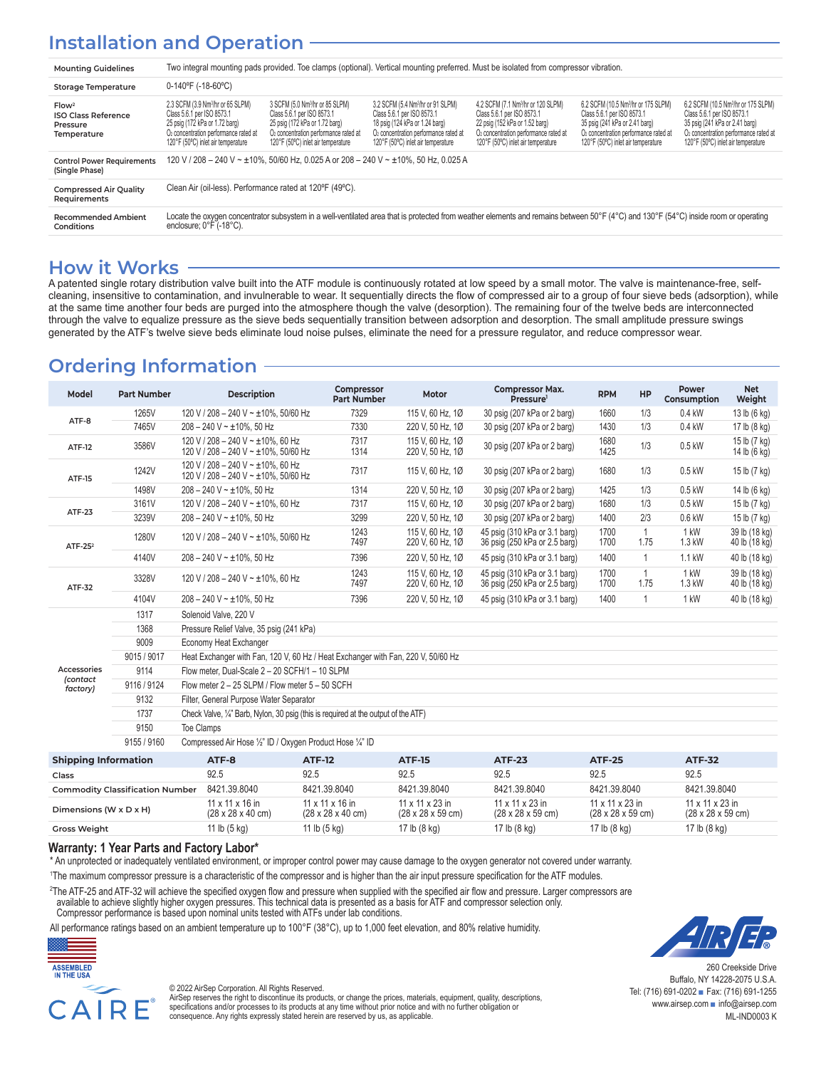## Installation and Operation

| | | | | | | |
|---|---|---|---|---|---|---|
| Mounting Guidelines | Two integral mounting pads provided. Toe clamps (optional). Vertical mounting preferred. Must be isolated from compressor vibration. | | | | | |
| Storage Temperature | 0-140ºF (-18-60ºC) | | | | | |
| Flow[2] ISO Class Reference Pressure Temperature | 2.3 SCFM (3.9 Nm³/hr or 65 SLPM) Class 5.6.1 per ISO 8573.1 25 psig (172 kPa or 1.72 barg) $O_2$ concentration performance rated at 120°F (50ºC) inlet air temperature | 3 SCFM (5.0 Nm³/hr or 85 SLPM) Class 5.6.1 per ISO 8573.1 25 psig (172 kPa or 1.72 barg) $O_2$ concentration performance rated at 120°F (50ºC) inlet air temperature | 3.2 SCFM (5.4 Nm³/hr or 91 SLPM) Class 5.6.1 per ISO 8573.1 18 psig (124 kPa or 1.24 barg) $O_2$ concentration performance rated at 120°F (50ºC) inlet air temperature | 4.2 SCFM (7.1 Nm³/hr or 120 SLPM) Class 5.6.1 per ISO 8573.1 22 psig (152 kPa or 1.52 barg) $O_2$ concentration performance rated at 120°F (50ºC) inlet air temperature | 6.2 SCFM (10.5 Nm³/hr or 175 SLPM) Class 5.6.1 per ISO 8573.1 35 psig (241 kPa or 2.41 barg) $O_2$ concentration performance rated at 120°F (50ºC) inlet air temperature | 6.2 SCFM (10.5 Nm³/hr or 175 SLPM) Class 5.6.1 per ISO 8573.1 35 psig (241 kPa or 2.41 barg) $O_2$ concentration performance rated at 120°F (50ºC) inlet air temperature |
| Control Power Requirements (Single Phase) | 120 V / 208 – 240 V ~ ±10%, 50/60 Hz, 0.025 A or 208 – 240 V ~ ±10%, 50 Hz, 0.025 A | | | | | |
| Compressed Air Quality Requirements | Clean Air (oil-less). Performance rated at 120ºF (49ºC). | | | | | |
| Recommended Ambient Conditions | Locate the oxygen concentrator subsystem in a well-ventilated area that is protected from weather elements and remains between 50°F (4°C) and 130°F (54°C) inside room or operating enclosure; 0°F (-18°C). | | | | | |

## How it Works

A patented single rotary distribution valve built into the ATF module is continuously rotated at low speed by a small motor. The valve is maintenance-free, self-cleaning, insensitive to contamination, and invulnerable to wear. It sequentially directs the flow of compressed air to a group of four sieve beds (adsorption), while at the same time another four beds are purged into the atmosphere though the valve (desorption). The remaining four of the twelve beds are interconnected through the valve to equalize pressure as the sieve beds sequentially transition between adsorption and desorption. The small amplitude pressure swings generated by the ATF's twelve sieve beds eliminate loud noise pulses, eliminate the need for a pressure regulator, and reduce compressor wear.

## Ordering Information

| Model | Part Number | Description | Compressor Part Number | Motor | Compressor Max. Pressure[1] | RPM | HP | Power Consumption | Net Weight |
|---|---|---|---|---|---|---|---|---|---|
| ATF-8 | 1265V | 120 V / 208 – 240 V ~ ±10%, 50/60 Hz | 7329 | 115 V, 60 Hz, 1Ø | 30 psig (207 kPa or 2 barg) | 1660 | 1/3 | 0.4 kW | 13 lb (6 kg) |
| | 7465V | 208 – 240 V ~ ±10%, 50 Hz | 7330 | 220 V, 50 Hz, 1Ø | 30 psig (207 kPa or 2 barg) | 1430 | 1/3 | 0.4 kW | 17 lb (8 kg) |
| ATF-12 | 3586V | 120 V / 208 – 240 V ~ ±10%, 60 Hz<br>120 V / 208 – 240 V ~ ±10%, 50/60 Hz | 7317<br>1314 | 115 V, 60 Hz, 1Ø<br>220 V, 50 Hz, 1Ø | 30 psig (207 kPa or 2 barg) | 1680<br>1425 | 1/3 | 0.5 kW | 15 lb (7 kg)<br>14 lb (6 kg) |
| ATF-15 | 1242V | 120 V / 208 – 240 V ~ ±10%, 60 Hz<br>120 V / 208 – 240 V ~ ±10%, 50/60 Hz | 7317 | 115 V, 60 Hz, 1Ø | 30 psig (207 kPa or 2 barg) | 1680 | 1/3 | 0.5 kW | 15 lb (7 kg) |
| | 1498V | 208 – 240 V ~ ±10%, 50 Hz | 1314 | 220 V, 50 Hz, 1Ø | 30 psig (207 kPa or 2 barg) | 1425 | 1/3 | 0.5 kW | 14 lb (6 kg) |
| ATF-23 | 3161V | 120 V / 208 – 240 V ~ ±10%, 60 Hz | 7317 | 115 V, 60 Hz, 1Ø | 30 psig (207 kPa or 2 barg) | 1680 | 1/3 | 0.5 kW | 15 lb (7 kg) |
| | 3239V | 208 – 240 V ~ ±10%, 50 Hz | 3299 | 220 V, 50 Hz, 1Ø | 30 psig (207 kPa or 2 barg) | 1400 | 2/3 | 0.6 kW | 15 lb (7 kg) |
| ATF-25[2] | 1280V | 120 V / 208 – 240 V ~ ±10%, 50/60 Hz | 1243<br>7497 | 115 V, 60 Hz, 1Ø<br>220 V, 60 Hz, 1Ø | 45 psig (310 kPa or 3.1 barg)<br>36 psig (250 kPa or 2.5 barg) | 1700<br>1700 | 1<br>1.75 | 1 kW<br>1.3 kW | 39 lb (18 kg)<br>40 lb (18 kg) |
| | 4140V | 208 – 240 V ~ ±10%, 50 Hz | 7396 | 220 V, 50 Hz, 1Ø | 45 psig (310 kPa or 3.1 barg) | 1400 | 1 | 1.1 kW | 40 lb (18 kg) |
| ATF-32 | 3328V | 120 V / 208 – 240 V ~ ±10%, 60 Hz | 1243<br>7497 | 115 V, 60 Hz, 1Ø<br>220 V, 60 Hz, 1Ø | 45 psig (310 kPa or 3.1 barg)<br>36 psig (250 kPa or 2.5 barg) | 1700<br>1700 | 1<br>1.75 | 1 kW<br>1.3 kW | 39 lb (18 kg)<br>40 lb (18 kg) |
| | 4104V | 208 – 240 V ~ ±10%, 50 Hz | 7396 | 220 V, 50 Hz, 1Ø | 45 psig (310 kPa or 3.1 barg) | 1400 | 1 | 1 kW | 40 lb (18 kg) |
| Accessories *(contact factory)* | 1317 | Solenoid Valve, 220 V | | | | | | | |
| | 1368 | Pressure Relief Valve, 35 psig (241 kPa) | | | | | | | |
| | 9009 | Economy Heat Exchanger | | | | | | | |
| | 9015 / 9017 | Heat Exchanger with Fan, 120 V, 60 Hz / Heat Exchanger with Fan, 220 V, 50/60 Hz | | | | | | | |
| | 9114 | Flow meter, Dual-Scale 2 – 20 SCFH/1 – 10 SLPM | | | | | | | |
| | 9116 / 9124 | Flow meter 2 – 25 SLPM / Flow meter 5 – 50 SCFH | | | | | | | |
| | 9132 | Filter, General Purpose Water Separator | | | | | | | |
| | 1737 | Check Valve, ¼" Barb, Nylon, 30 psig (this is required at the output of the ATF) | | | | | | | |
| | 9150 | Toe Clamps | | | | | | | |
| | 9155 / 9160 | Compressed Air Hose ½" ID / Oxygen Product Hose ¼" ID | | | | | | | |

| Shipping Information | ATF-8 | ATF-12 | ATF-15 | ATF-23 | ATF-25 | ATF-32 |
|---|---|---|---|---|---|---|
| Class | 92.5 | 92.5 | 92.5 | 92.5 | 92.5 | 92.5 |
| Commodity Classification Number | 8421.39.8040 | 8421.39.8040 | 8421.39.8040 | 8421.39.8040 | 8421.39.8040 | 8421.39.8040 |
| Dimensions (W x D x H) | 11 x 11 x 16 in (28 x 28 x 40 cm) | 11 x 11 x 16 in (28 x 28 x 40 cm) | 11 x 11 x 23 in (28 x 28 x 59 cm) | 11 x 11 x 23 in (28 x 28 x 59 cm) | 11 x 11 x 23 in (28 x 28 x 59 cm) | 11 x 11 x 23 in (28 x 28 x 59 cm) |
| Gross Weight | 11 lb (5 kg) | 11 lb (5 kg) | 17 lb (8 kg) | 17 lb (8 kg) | 17 lb (8 kg) | 17 lb (8 kg) |

### Warranty: 1 Year Parts and Factory Labor*

\* An unprotected or inadequately ventilated environment, or improper control power may cause damage to the oxygen generator not covered under warranty.

[1]The maximum compressor pressure is a characteristic of the compressor and is higher than the air input pressure specification for the ATF modules.

[2]The ATF-25 and ATF-32 will achieve the specified oxygen flow and pressure when supplied with the specified air flow and pressure. Larger compressors are available to achieve slightly higher oxygen pressures. This technical data is presented as a basis for ATF and compressor selection only. Compressor performance is based upon nominal units tested with ATFs under lab conditions.

All performance ratings based on an ambient temperature up to 100°F (38°C), up to 1,000 feet elevation, and 80% relative humidity.

ASSEMBLED IN THE USA

CAIRE

© 2022 AirSep Corporation. All Rights Reserved.
AirSep reserves the right to discontinue its products, or change the prices, materials, equipment, quality, descriptions, specifications and/or processes to its products at any time without prior notice and with no further obligation or consequence. Any rights expressly stated herein are reserved by us, as applicable.

AIRSEP

260 Creekside Drive
Buffalo, NY 14228-2075 U.S.A.
Tel: (716) 691-0202 ■ Fax: (716) 691-1255
www.airsep.com ■ info@airsep.com
ML-IND0003 K